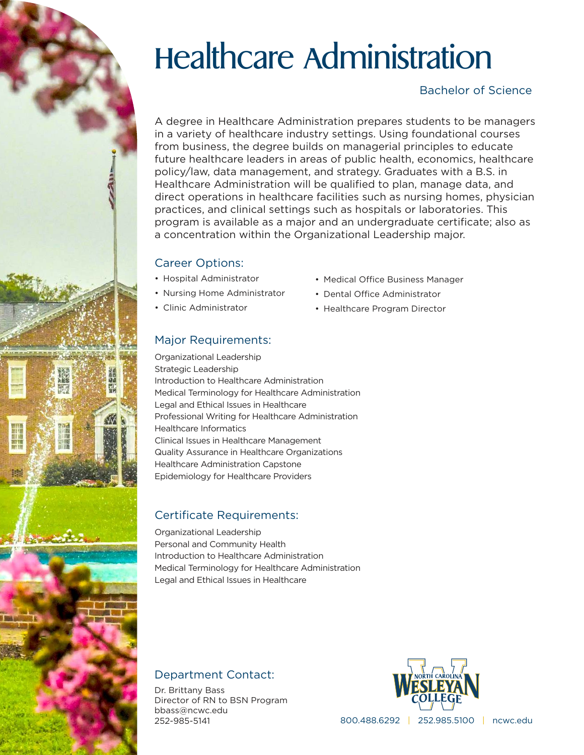# Healthcare Administration

Bachelor of Science

A degree in Healthcare Administration prepares students to be managers in a variety of healthcare industry settings. Using foundational courses from business, the degree builds on managerial principles to educate future healthcare leaders in areas of public health, economics, healthcare policy/law, data management, and strategy. Graduates with a B.S. in Healthcare Administration will be qualified to plan, manage data, and direct operations in healthcare facilities such as nursing homes, physician practices, and clinical settings such as hospitals or laboratories. This program is available as a major and an undergraduate certificate; also as a concentration within the Organizational Leadership major.

## Career Options:

- Hospital Administrator
- Nursing Home Administrator
- Clinic Administrator
- Medical Office Business Manager
- Dental Office Administrator
- Healthcare Program Director

## Major Requirements:

Organizational Leadership
Strategic Leadership
Introduction to Healthcare Administration
Medical Terminology for Healthcare Administration
Legal and Ethical Issues in Healthcare
Professional Writing for Healthcare Administration
Healthcare Informatics
Clinical Issues in Healthcare Management
Quality Assurance in Healthcare Organizations
Healthcare Administration Capstone
Epidemiology for Healthcare Providers

## Certificate Requirements:

Organizational Leadership
Personal and Community Health
Introduction to Healthcare Administration
Medical Terminology for Healthcare Administration
Legal and Ethical Issues in Healthcare

## Department Contact:

Dr. Brittany Bass
Director of RN to BSN Program
bbass@ncwc.edu
252-985-5141

North Carolina Wesleyan College

800.488.6292 | 252.985.5100 | ncwc.edu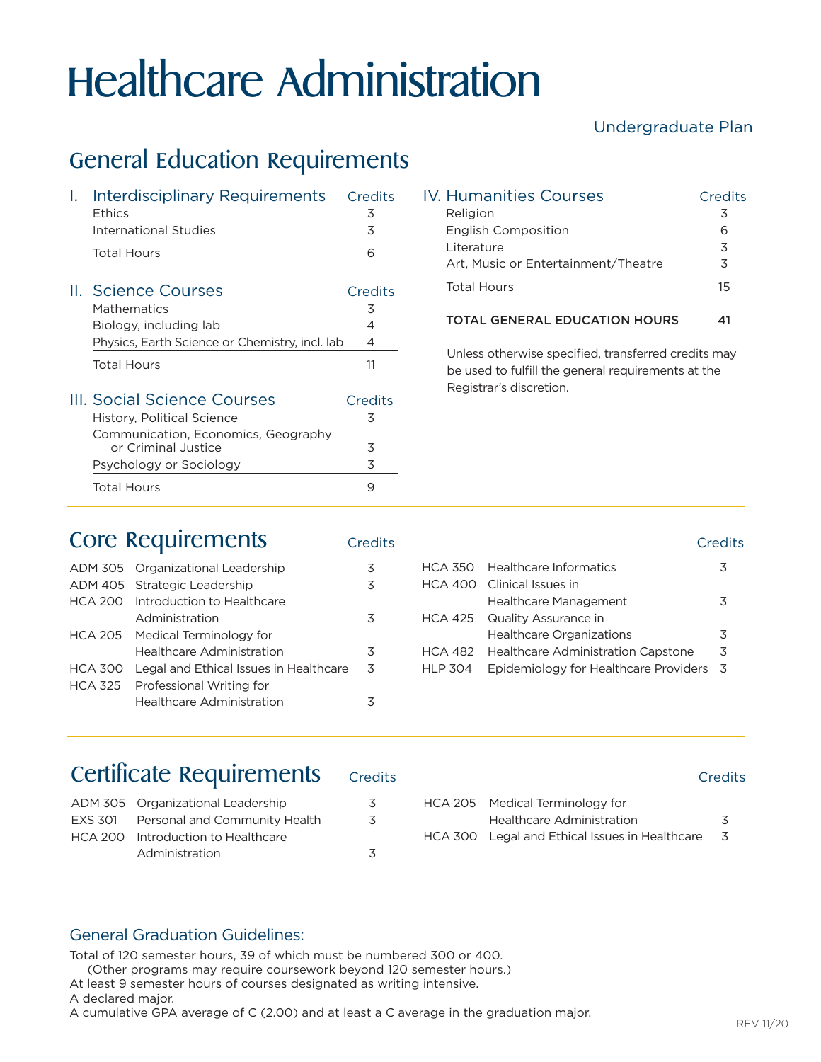# Healthcare Administration

Undergraduate Plan

## General Education Requirements

### I. Interdisciplinary Requirements

| | Credits |
|---|---|
| Ethics | 3 |
| International Studies | 3 |
| Total Hours | 6 |

### II. Science Courses

| | Credits |
|---|---|
| Mathematics | 3 |
| Biology, including lab | 4 |
| Physics, Earth Science or Chemistry, incl. lab | 4 |
| Total Hours | 11 |

### III. Social Science Courses

| | Credits |
|---|---|
| History, Political Science | 3 |
| Communication, Economics, Geography or Criminal Justice | 3 |
| Psychology or Sociology | 3 |
| Total Hours | 9 |

### IV. Humanities Courses

| | Credits |
|---|---|
| Religion | 3 |
| English Composition | 6 |
| Literature | 3 |
| Art, Music or Entertainment/Theatre | 3 |
| Total Hours | 15 |

**TOTAL GENERAL EDUCATION HOURS 41**

Unless otherwise specified, transferred credits may be used to fulfill the general requirements at the Registrar's discretion.

## Core Requirements

| | | Credits |
|---|---|---|
| ADM 305 | Organizational Leadership | 3 |
| ADM 405 | Strategic Leadership | 3 |
| HCA 200 | Introduction to Healthcare Administration | 3 |
| HCA 205 | Medical Terminology for Healthcare Administration | 3 |
| HCA 300 | Legal and Ethical Issues in Healthcare | 3 |
| HCA 325 | Professional Writing for Healthcare Administration | 3 |
| HCA 350 | Healthcare Informatics | 3 |
| HCA 400 | Clinical Issues in Healthcare Management | 3 |
| HCA 425 | Quality Assurance in Healthcare Organizations | 3 |
| HCA 482 | Healthcare Administration Capstone | 3 |
| HLP 304 | Epidemiology for Healthcare Providers | 3 |

## Certificate Requirements

| | | Credits |
|---|---|---|
| ADM 305 | Organizational Leadership | 3 |
| EXS 301 | Personal and Community Health | 3 |
| HCA 200 | Introduction to Healthcare Administration | 3 |
| HCA 205 | Medical Terminology for Healthcare Administration | 3 |
| HCA 300 | Legal and Ethical Issues in Healthcare | 3 |

### General Graduation Guidelines:

Total of 120 semester hours, 39 of which must be numbered 300 or 400.
(Other programs may require coursework beyond 120 semester hours.)
At least 9 semester hours of courses designated as writing intensive.
A declared major.
A cumulative GPA average of C (2.00) and at least a C average in the graduation major.

REV 11/20